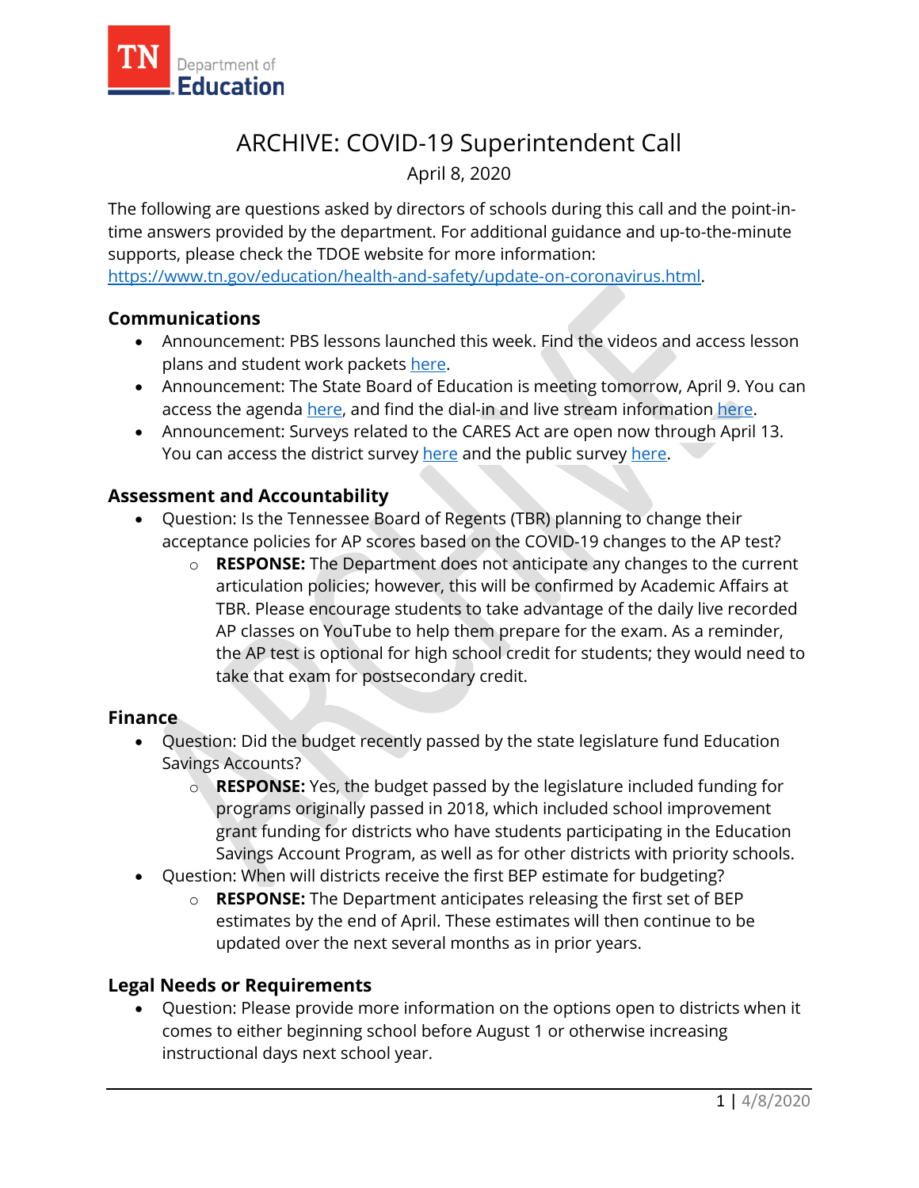# ARCHIVE: COVID-19 Superintendent Call

April 8, 2020

The following are questions asked by directors of schools during this call and the point-in-time answers provided by the department. For additional guidance and up-to-the-minute supports, please check the TDOE website for more information: https://www.tn.gov/education/health-and-safety/update-on-coronavirus.html.

## Communications

- Announcement: PBS lessons launched this week. Find the videos and access lesson plans and student work packets here.
- Announcement: The State Board of Education is meeting tomorrow, April 9. You can access the agenda here, and find the dial-in and live stream information here.
- Announcement: Surveys related to the CARES Act are open now through April 13. You can access the district survey here and the public survey here.

## Assessment and Accountability

- Question: Is the Tennessee Board of Regents (TBR) planning to change their acceptance policies for AP scores based on the COVID-19 changes to the AP test?
  - **RESPONSE:** The Department does not anticipate any changes to the current articulation policies; however, this will be confirmed by Academic Affairs at TBR. Please encourage students to take advantage of the daily live recorded AP classes on YouTube to help them prepare for the exam. As a reminder, the AP test is optional for high school credit for students; they would need to take that exam for postsecondary credit.

## Finance

- Question: Did the budget recently passed by the state legislature fund Education Savings Accounts?
  - **RESPONSE:** Yes, the budget passed by the legislature included funding for programs originally passed in 2018, which included school improvement grant funding for districts who have students participating in the Education Savings Account Program, as well as for other districts with priority schools.
- Question: When will districts receive the first BEP estimate for budgeting?
  - **RESPONSE:** The Department anticipates releasing the first set of BEP estimates by the end of April. These estimates will then continue to be updated over the next several months as in prior years.

## Legal Needs or Requirements

- Question: Please provide more information on the options open to districts when it comes to either beginning school before August 1 or otherwise increasing instructional days next school year.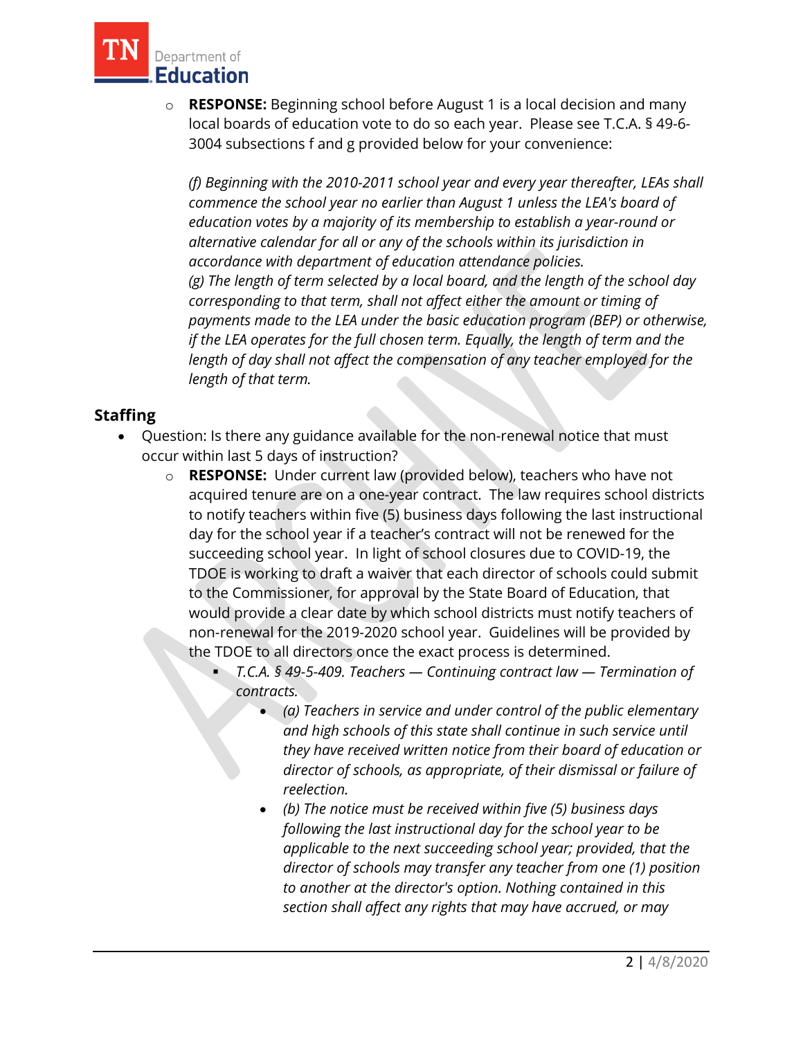- **RESPONSE:** Beginning school before August 1 is a local decision and many local boards of education vote to do so each year. Please see T.C.A. § 49-6-3004 subsections f and g provided below for your convenience:

  *(f) Beginning with the 2010-2011 school year and every year thereafter, LEAs shall commence the school year no earlier than August 1 unless the LEA's board of education votes by a majority of its membership to establish a year-round or alternative calendar for all or any of the schools within its jurisdiction in accordance with department of education attendance policies.*
  *(g) The length of term selected by a local board, and the length of the school day corresponding to that term, shall not affect either the amount or timing of payments made to the LEA under the basic education program (BEP) or otherwise, if the LEA operates for the full chosen term. Equally, the length of term and the length of day shall not affect the compensation of any teacher employed for the length of that term.*

## Staffing

- Question: Is there any guidance available for the non-renewal notice that must occur within last 5 days of instruction?
  - **RESPONSE:** Under current law (provided below), teachers who have not acquired tenure are on a one-year contract. The law requires school districts to notify teachers within five (5) business days following the last instructional day for the school year if a teacher's contract will not be renewed for the succeeding school year. In light of school closures due to COVID-19, the TDOE is working to draft a waiver that each director of schools could submit to the Commissioner, for approval by the State Board of Education, that would provide a clear date by which school districts must notify teachers of non-renewal for the 2019-2020 school year. Guidelines will be provided by the TDOE to all directors once the exact process is determined.
    - *T.C.A. § 49-5-409. Teachers — Continuing contract law — Termination of contracts.*
      - *(a) Teachers in service and under control of the public elementary and high schools of this state shall continue in such service until they have received written notice from their board of education or director of schools, as appropriate, of their dismissal or failure of reelection.*
      - *(b) The notice must be received within five (5) business days following the last instructional day for the school year to be applicable to the next succeeding school year; provided, that the director of schools may transfer any teacher from one (1) position to another at the director's option. Nothing contained in this section shall affect any rights that may have accrued, or may*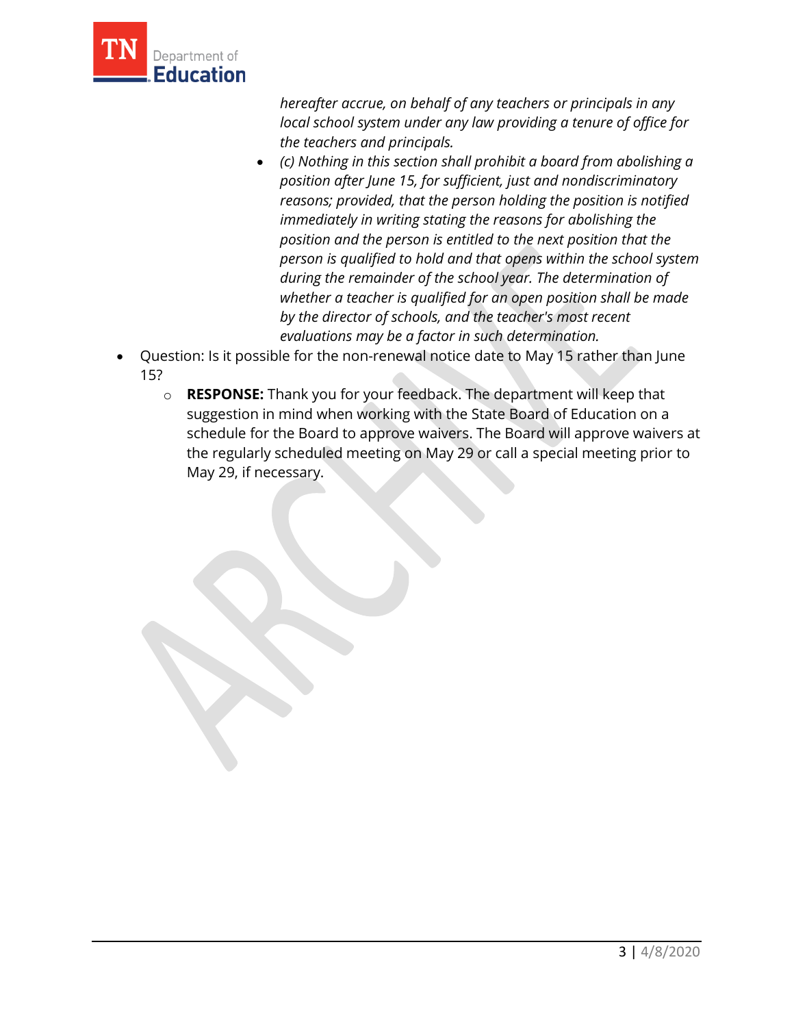- *hereafter accrue, on behalf of any teachers or principals in any local school system under any law providing a tenure of office for the teachers and principals.*
  - *(c) Nothing in this section shall prohibit a board from abolishing a position after June 15, for sufficient, just and nondiscriminatory reasons; provided, that the person holding the position is notified immediately in writing stating the reasons for abolishing the position and the person is entitled to the next position that the person is qualified to hold and that opens within the school system during the remainder of the school year. The determination of whether a teacher is qualified for an open position shall be made by the director of schools, and the teacher's most recent evaluations may be a factor in such determination.*

- Question: Is it possible for the non-renewal notice date to May 15 rather than June 15?
  - **RESPONSE:** Thank you for your feedback. The department will keep that suggestion in mind when working with the State Board of Education on a schedule for the Board to approve waivers. The Board will approve waivers at the regularly scheduled meeting on May 29 or call a special meeting prior to May 29, if necessary.